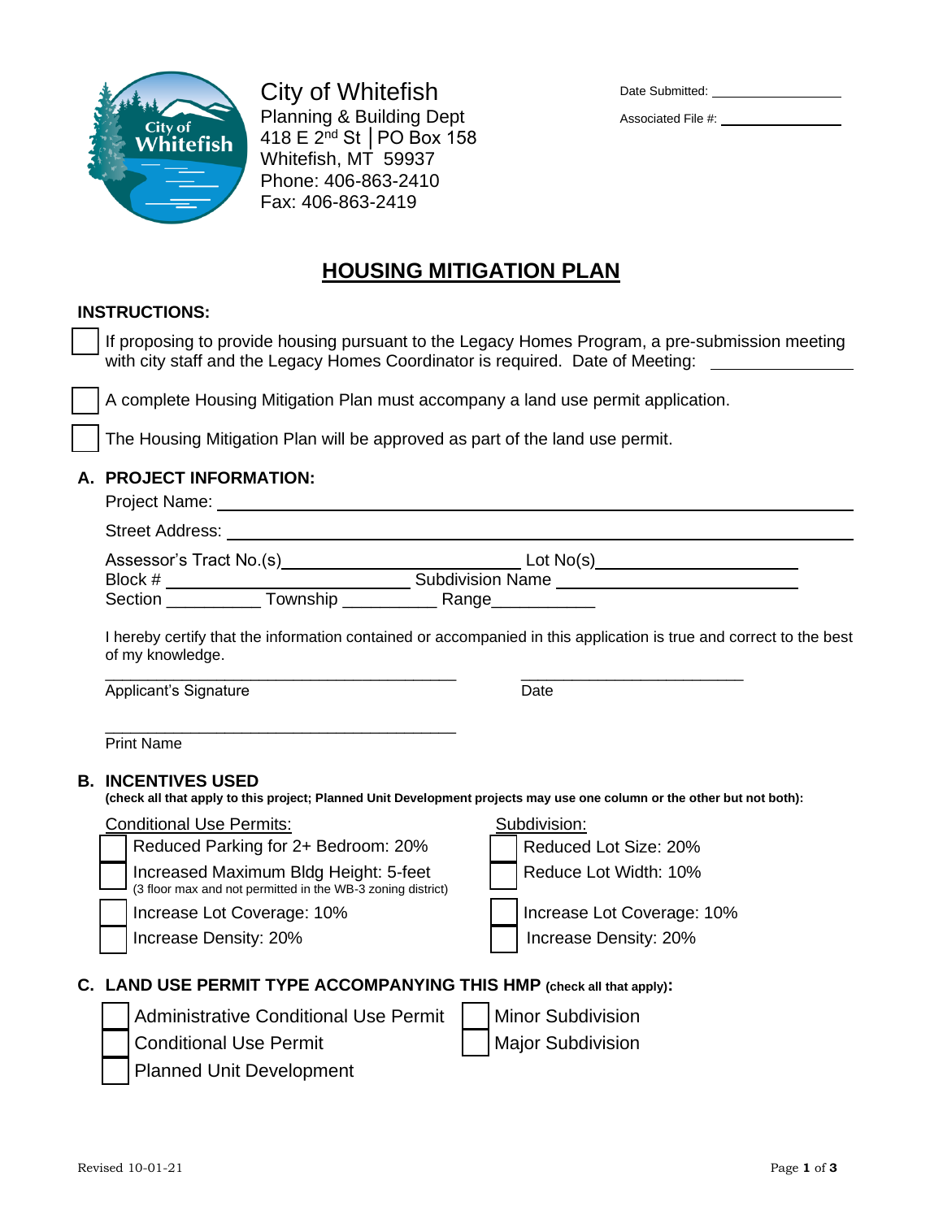City of Whitefish
Planning & Building Dept
418 E 2nd St │PO Box 158
Whitefish, MT 59937
Phone: 406-863-2410
Fax: 406-863-2419

Date Submitted: ___________________

Associated File #: ___________________

# HOUSING MITIGATION PLAN

## INSTRUCTIONS:

- ☐ If proposing to provide housing pursuant to the Legacy Homes Program, a pre-submission meeting with city staff and the Legacy Homes Coordinator is required. Date of Meeting: ___________________
- ☐ A complete Housing Mitigation Plan must accompany a land use permit application.
- ☐ The Housing Mitigation Plan will be approved as part of the land use permit.

## A. PROJECT INFORMATION:

Project Name: ___________________________________________________________

Street Address: ___________________________________________________________

Assessor's Tract No.(s)___________________________ Lot No(s)_______________________

Block # ___________________________ Subdivision Name ___________________________

Section __________ Township __________ Range___________

I hereby certify that the information contained or accompanied in this application is true and correct to the best of my knowledge.

_________________________________________ _________________________

Applicant's Signature Date

_________________________________________

Print Name

## B. INCENTIVES USED

**(check all that apply to this project; Planned Unit Development projects may use one column or the other but not both):**

Conditional Use Permits:

- ☐ Reduced Parking for 2+ Bedroom: 20%
- ☐ Increased Maximum Bldg Height: 5-feet
  (3 floor max and not permitted in the WB-3 zoning district)
- ☐ Increase Lot Coverage: 10%
- ☐ Increase Density: 20%

Subdivision:

- ☐ Reduced Lot Size: 20%
- ☐ Reduce Lot Width: 10%
- ☐ Increase Lot Coverage: 10%
- ☐ Increase Density: 20%

## C. LAND USE PERMIT TYPE ACCOMPANYING THIS HMP (check all that apply):

- ☐ Administrative Conditional Use Permit
- ☐ Conditional Use Permit
- ☐ Planned Unit Development
- ☐ Minor Subdivision
- ☐ Major Subdivision

Revised 10-01-21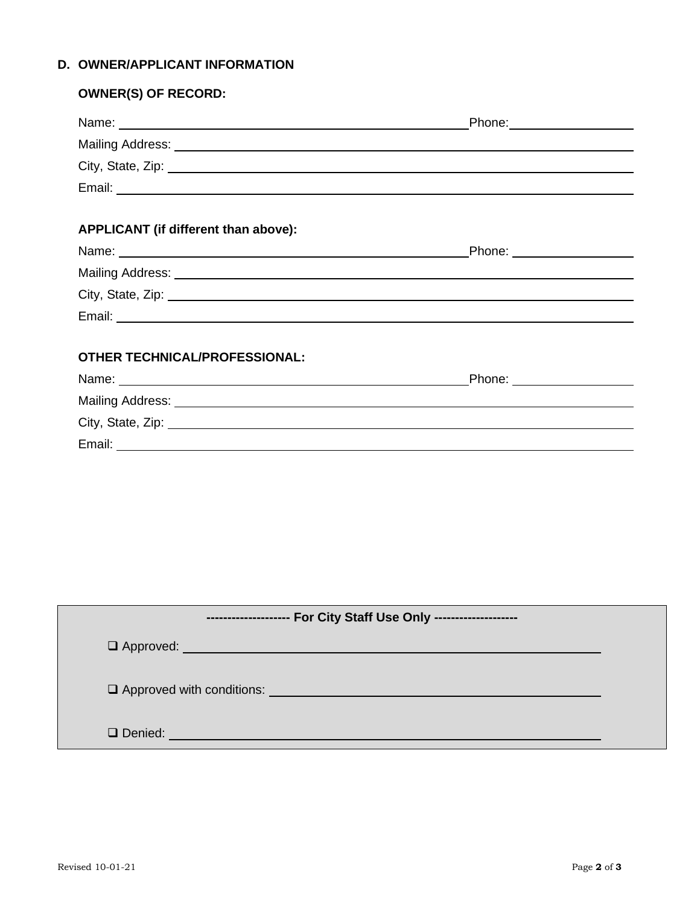## D. OWNER/APPLICANT INFORMATION

### OWNER(S) OF RECORD:

Name: ______________________________________________ Phone: ________________

Mailing Address: ______________________________________________________________

City, State, Zip: ______________________________________________________________

Email: ______________________________________________________________________

### APPLICANT (if different than above):

Name: ______________________________________________ Phone: ________________

Mailing Address: ______________________________________________________________

City, State, Zip: ______________________________________________________________

Email: ______________________________________________________________________

### OTHER TECHNICAL/PROFESSIONAL:

Name: ______________________________________________ Phone: ________________

Mailing Address: ______________________________________________________________

City, State, Zip: ______________________________________________________________

Email: ______________________________________________________________________

**------------------- For City Staff Use Only -------------------**

❑ Approved: ______________________________________________________________

❑ Approved with conditions: ________________________________________________

❑ Denied: ________________________________________________________________

Revised 10-01-21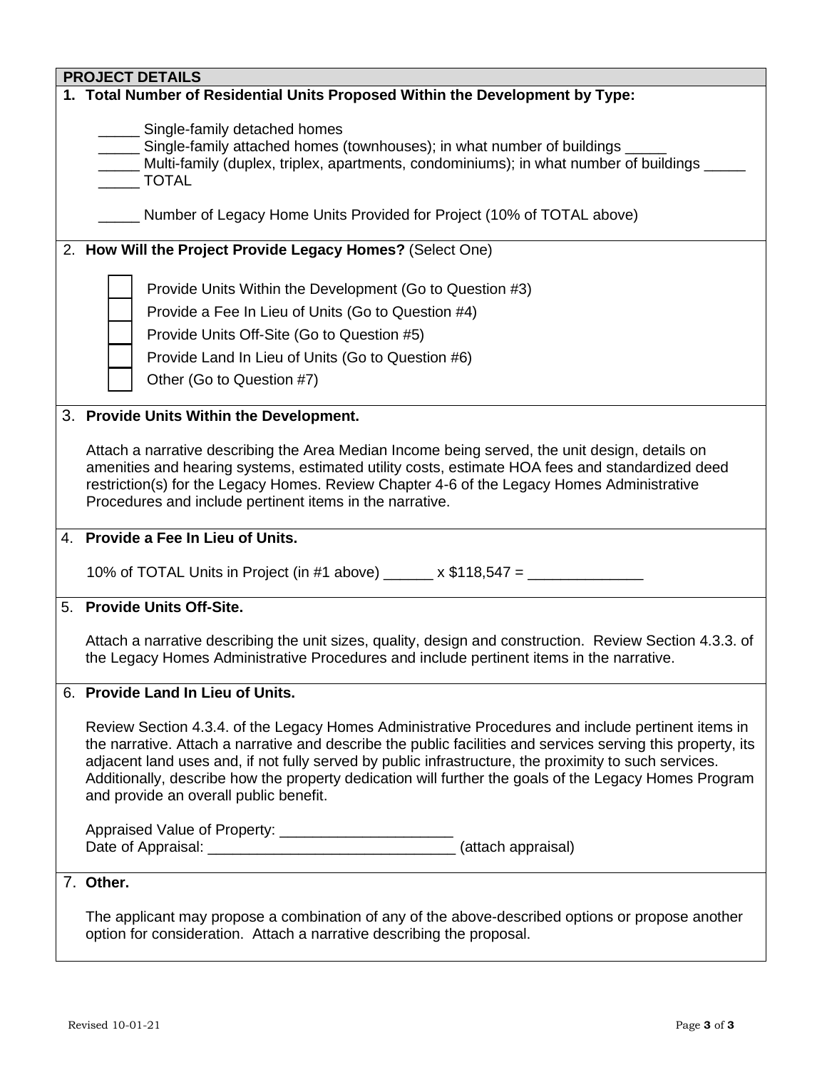## PROJECT DETAILS

**1. Total Number of Residential Units Proposed Within the Development by Type:**

_____ Single-family detached homes
_____ Single-family attached homes (townhouses); in what number of buildings _____
_____ Multi-family (duplex, triplex, apartments, condominiums); in what number of buildings _____
_____ TOTAL

_____ Number of Legacy Home Units Provided for Project (10% of TOTAL above)

2. **How Will the Project Provide Legacy Homes?** (Select One)

- [ ] Provide Units Within the Development (Go to Question #3)
- [ ] Provide a Fee In Lieu of Units (Go to Question #4)
- [ ] Provide Units Off-Site (Go to Question #5)
- [ ] Provide Land In Lieu of Units (Go to Question #6)
- [ ] Other (Go to Question #7)

3. **Provide Units Within the Development.**

Attach a narrative describing the Area Median Income being served, the unit design, details on amenities and hearing systems, estimated utility costs, estimate HOA fees and standardized deed restriction(s) for the Legacy Homes. Review Chapter 4-6 of the Legacy Homes Administrative Procedures and include pertinent items in the narrative.

4. **Provide a Fee In Lieu of Units.**

10% of TOTAL Units in Project (in #1 above) ______ x $118,547 = ______________

5. **Provide Units Off-Site.**

Attach a narrative describing the unit sizes, quality, design and construction. Review Section 4.3.3. of the Legacy Homes Administrative Procedures and include pertinent items in the narrative.

6. **Provide Land In Lieu of Units.**

Review Section 4.3.4. of the Legacy Homes Administrative Procedures and include pertinent items in the narrative. Attach a narrative and describe the public facilities and services serving this property, its adjacent land uses and, if not fully served by public infrastructure, the proximity to such services. Additionally, describe how the property dedication will further the goals of the Legacy Homes Program and provide an overall public benefit.

Appraised Value of Property: _____________________
Date of Appraisal: ______________________________ (attach appraisal)

7. **Other.**

The applicant may propose a combination of any of the above-described options or propose another option for consideration. Attach a narrative describing the proposal.

Revised 10-01-21